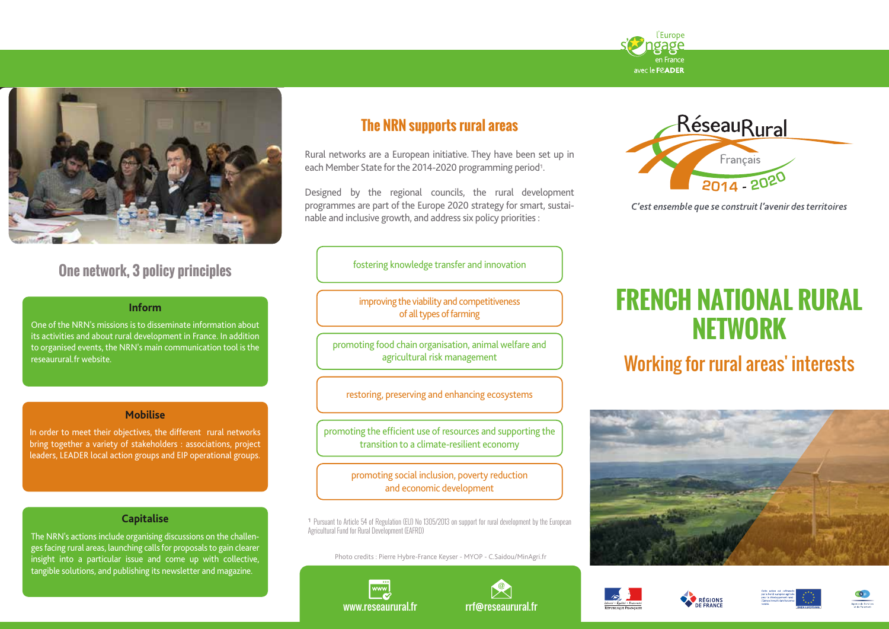# FRENCH NATIONAL RURAL NETWORK

## Working for rural areas' interests

*C'est ensemble que se construit l'avenir des territoires*

## The NRN supports rural areas

Rural networks are a European initiative. They have been set up in each Member State for the 2014-2020 programming period[1].

Designed by the regional councils, the rural development programmes are part of the Europe 2020 strategy for smart, sustainable and inclusive growth, and address six policy priorities :

- fostering knowledge transfer and innovation
- improving the viability and competitiveness of all types of farming
- promoting food chain organisation, animal welfare and agricultural risk management
- restoring, preserving and enhancing ecosystems
- promoting the efficient use of resources and supporting the transition to a climate-resilient economy
- promoting social inclusion, poverty reduction and economic development

[1] Pursuant to Article 54 of Regulation (EU) No 1305/2013 on support for rural development by the European Agricultural Fund for Rural Development (EAFRD)

## One network, 3 policy principles

### Inform

One of the NRN's missions is to disseminate information about its activities and about rural development in France. In addition to organised events, the NRN's main communication tool is the reseaurural.fr website.

### Mobilise

In order to meet their objectives, the different rural networks bring together a variety of stakeholders : associations, project leaders, LEADER local action groups and EIP operational groups.

### Capitalise

The NRN's actions include organising discussions on the challenges facing rural areas, launching calls for proposals to gain clearer insight into a particular issue and come up with collective, tangible solutions, and publishing its newsletter and magazine.

Photo credits : Pierre Hybre-France Keyser - MYOP - C.Saidou/MinAgri.fr

www.reseaurural.fr

rrf@reseaurural.fr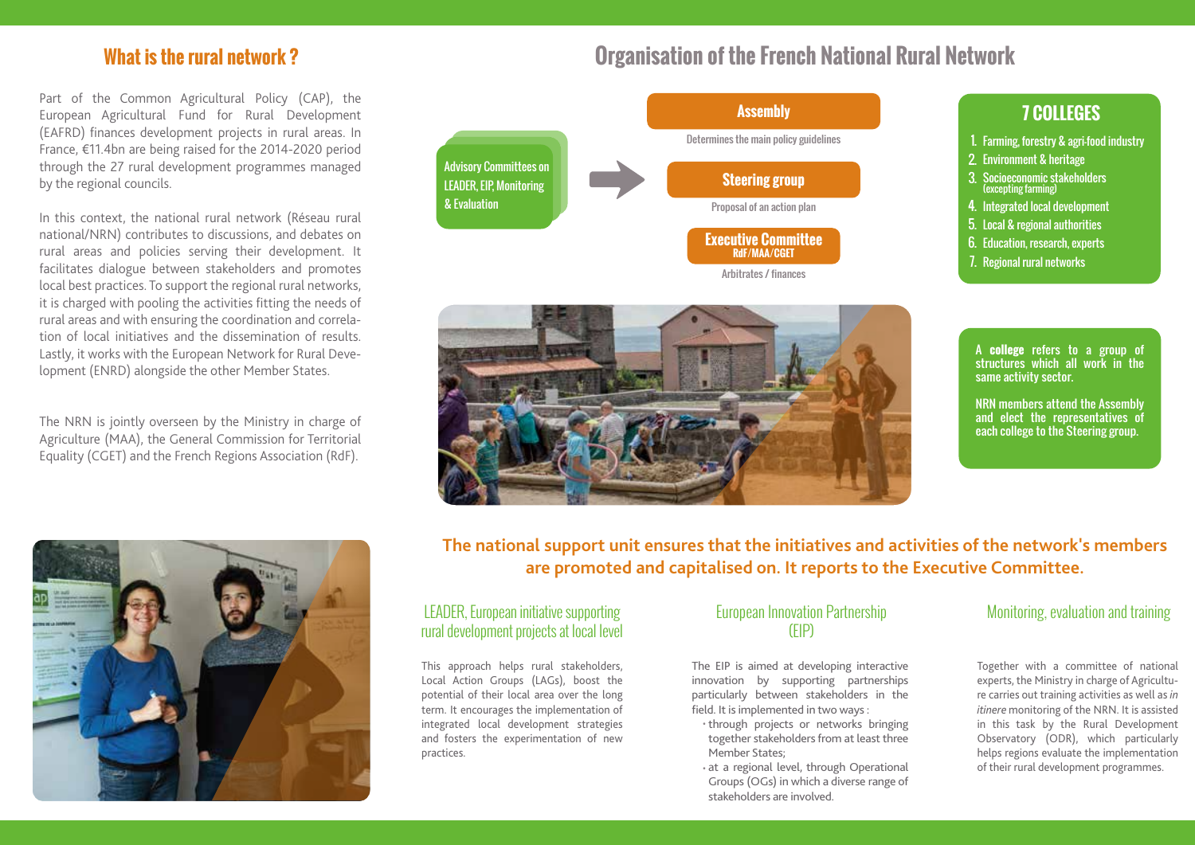## What is the rural network ?

Part of the Common Agricultural Policy (CAP), the European Agricultural Fund for Rural Development (EAFRD) finances development projects in rural areas. In France, €11.4bn are being raised for the 2014-2020 period through the 27 rural development programmes managed by the regional councils.

In this context, the national rural network (Réseau rural national/NRN) contributes to discussions, and debates on rural areas and policies serving their development. It facilitates dialogue between stakeholders and promotes local best practices. To support the regional rural networks, it is charged with pooling the activities fitting the needs of rural areas and with ensuring the coordination and correlation of local initiatives and the dissemination of results. Lastly, it works with the European Network for Rural Development (ENRD) alongside the other Member States.

The NRN is jointly overseen by the Ministry in charge of Agriculture (MAA), the General Commission for Territorial Equality (CGET) and the French Regions Association (RdF).

## Organisation of the French National Rural Network

Advisory Committees on LEADER, EIP, Monitoring & Evaluation

**Assembly**

Determines the main policy guidelines

**Steering group**

Proposal of an action plan

**Executive Committee**
**RdF/MAA/CGET**

Arbitrates / finances

### 7 COLLEGES

1. Farming, forestry & agri-food industry
2. Environment & heritage
3. Socioeconomic stakeholders (excepting farming)
4. Integrated local development
5. Local & regional authorities
6. Education, research, experts
7. Regional rural networks

A **college** refers to a group of structures which all work in the same activity sector.

NRN members attend the Assembly and elect the representatives of each college to the Steering group.

**The national support unit ensures that the initiatives and activities of the network's members are promoted and capitalised on. It reports to the Executive Committee.**

### LEADER, European initiative supporting rural development projects at local level

This approach helps rural stakeholders, Local Action Groups (LAGs), boost the potential of their local area over the long term. It encourages the implementation of integrated local development strategies and fosters the experimentation of new practices.

### European Innovation Partnership (EIP)

The EIP is aimed at developing interactive innovation by supporting partnerships particularly between stakeholders in the field. It is implemented in two ways :

- through projects or networks bringing together stakeholders from at least three Member States;
- at a regional level, through Operational Groups (OGs) in which a diverse range of stakeholders are involved.

### Monitoring, evaluation and training

Together with a committee of national experts, the Ministry in charge of Agriculture carries out training activities as well as *in itinere* monitoring of the NRN. It is assisted in this task by the Rural Development Observatory (ODR), which particularly helps regions evaluate the implementation of their rural development programmes.